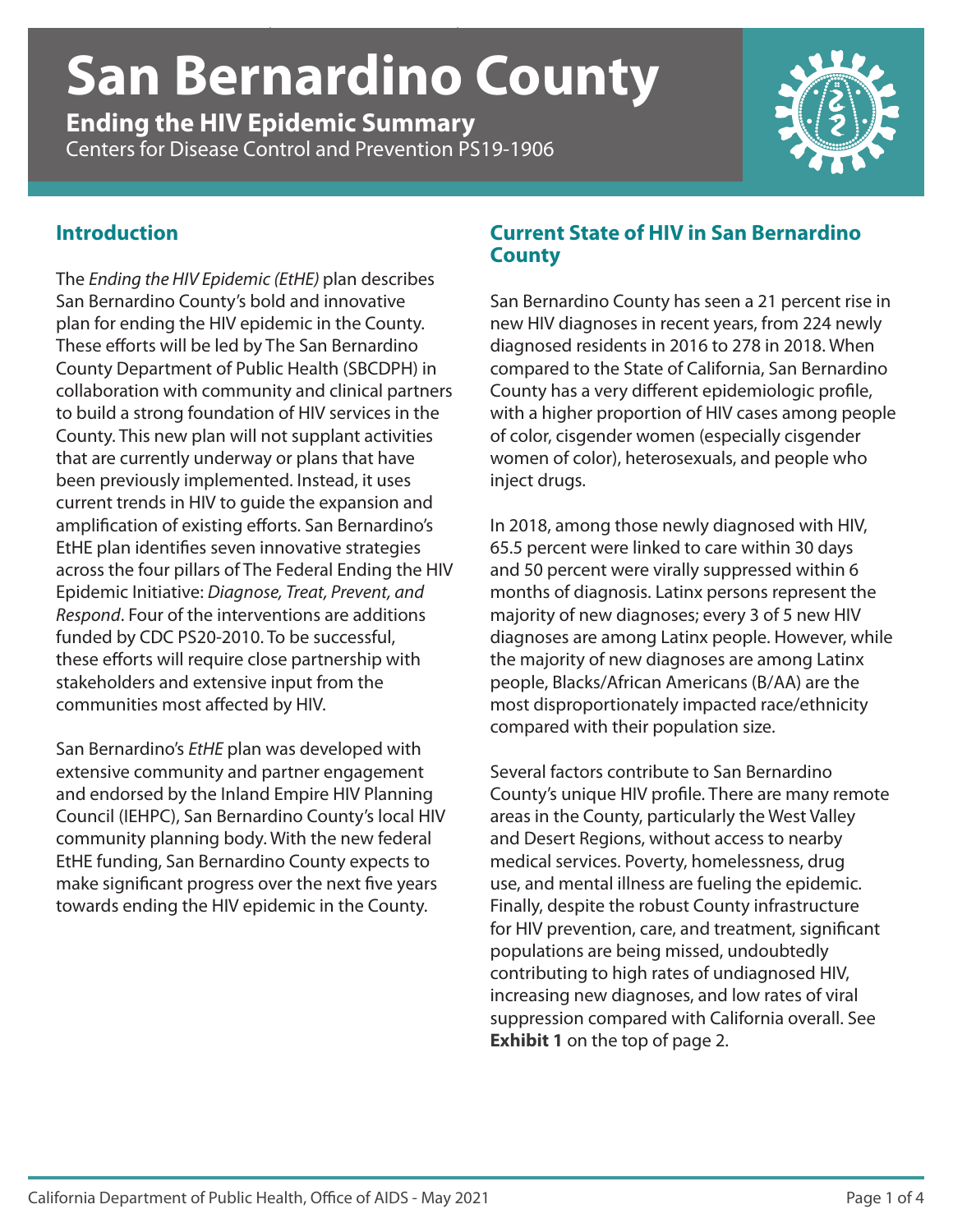# San Bernardino County

**Ending the HIV Epidemic Summary**

Centers for Disease Control and Prevention PS19-1906

## Introduction

The *Ending the HIV Epidemic (EtHE)* plan describes San Bernardino County's bold and innovative plan for ending the HIV epidemic in the County. These efforts will be led by The San Bernardino County Department of Public Health (SBCDPH) in collaboration with community and clinical partners to build a strong foundation of HIV services in the County. This new plan will not supplant activities that are currently underway or plans that have been previously implemented. Instead, it uses current trends in HIV to guide the expansion and amplification of existing efforts. San Bernardino's EtHE plan identifies seven innovative strategies across the four pillars of The Federal Ending the HIV Epidemic Initiative: *Diagnose, Treat, Prevent, and Respond*. Four of the interventions are additions funded by CDC PS20-2010. To be successful, these efforts will require close partnership with stakeholders and extensive input from the communities most affected by HIV.

San Bernardino's *EtHE* plan was developed with extensive community and partner engagement and endorsed by the Inland Empire HIV Planning Council (IEHPC), San Bernardino County's local HIV community planning body. With the new federal EtHE funding, San Bernardino County expects to make significant progress over the next five years towards ending the HIV epidemic in the County.

## Current State of HIV in San Bernardino County

San Bernardino County has seen a 21 percent rise in new HIV diagnoses in recent years, from 224 newly diagnosed residents in 2016 to 278 in 2018. When compared to the State of California, San Bernardino County has a very different epidemiologic profile, with a higher proportion of HIV cases among people of color, cisgender women (especially cisgender women of color), heterosexuals, and people who inject drugs.

In 2018, among those newly diagnosed with HIV, 65.5 percent were linked to care within 30 days and 50 percent were virally suppressed within 6 months of diagnosis. Latinx persons represent the majority of new diagnoses; every 3 of 5 new HIV diagnoses are among Latinx people. However, while the majority of new diagnoses are among Latinx people, Blacks/African Americans (B/AA) are the most disproportionately impacted race/ethnicity compared with their population size.

Several factors contribute to San Bernardino County's unique HIV profile. There are many remote areas in the County, particularly the West Valley and Desert Regions, without access to nearby medical services. Poverty, homelessness, drug use, and mental illness are fueling the epidemic. Finally, despite the robust County infrastructure for HIV prevention, care, and treatment, significant populations are being missed, undoubtedly contributing to high rates of undiagnosed HIV, increasing new diagnoses, and low rates of viral suppression compared with California overall. See **Exhibit 1** on the top of page 2.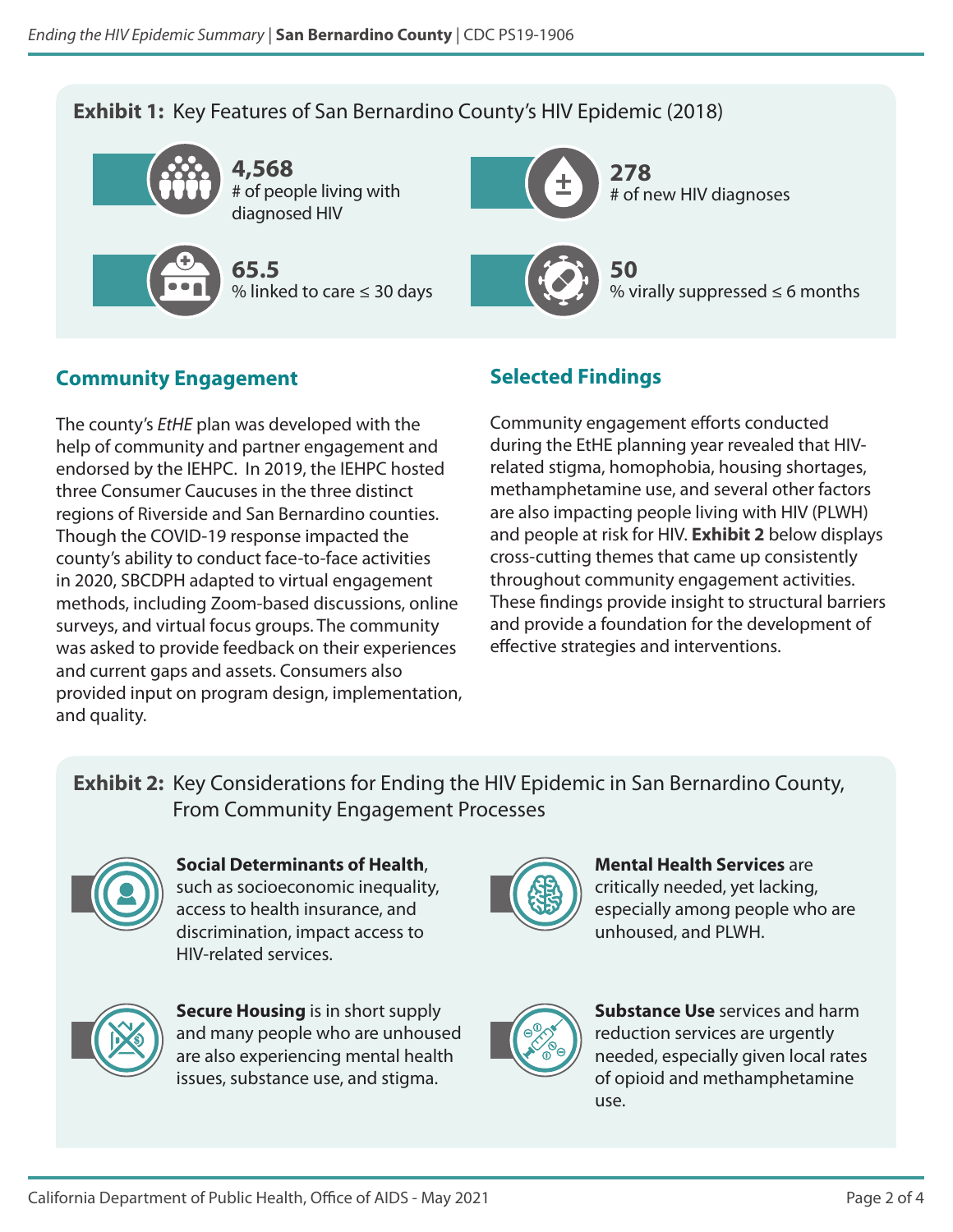**Exhibit 1:** Key Features of San Bernardino County's HIV Epidemic (2018)

**4,568**
\# of people living with diagnosed HIV

**278**
\# of new HIV diagnoses

**65.5**
% linked to care ≤ 30 days

**50**
% virally suppressed ≤ 6 months

## Community Engagement

The county's *EtHE* plan was developed with the help of community and partner engagement and endorsed by the IEHPC. In 2019, the IEHPC hosted three Consumer Caucuses in the three distinct regions of Riverside and San Bernardino counties. Though the COVID-19 response impacted the county's ability to conduct face-to-face activities in 2020, SBCDPH adapted to virtual engagement methods, including Zoom-based discussions, online surveys, and virtual focus groups. The community was asked to provide feedback on their experiences and current gaps and assets. Consumers also provided input on program design, implementation, and quality.

## Selected Findings

Community engagement efforts conducted during the EtHE planning year revealed that HIV-related stigma, homophobia, housing shortages, methamphetamine use, and several other factors are also impacting people living with HIV (PLWH) and people at risk for HIV. **Exhibit 2** below displays cross-cutting themes that came up consistently throughout community engagement activities. These findings provide insight to structural barriers and provide a foundation for the development of effective strategies and interventions.

**Exhibit 2:** Key Considerations for Ending the HIV Epidemic in San Bernardino County, From Community Engagement Processes

**Social Determinants of Health**, such as socioeconomic inequality, access to health insurance, and discrimination, impact access to HIV-related services.

**Mental Health Services** are critically needed, yet lacking, especially among people who are unhoused, and PLWH.

**Secure Housing** is in short supply and many people who are unhoused are also experiencing mental health issues, substance use, and stigma.

**Substance Use** services and harm reduction services are urgently needed, especially given local rates of opioid and methamphetamine use.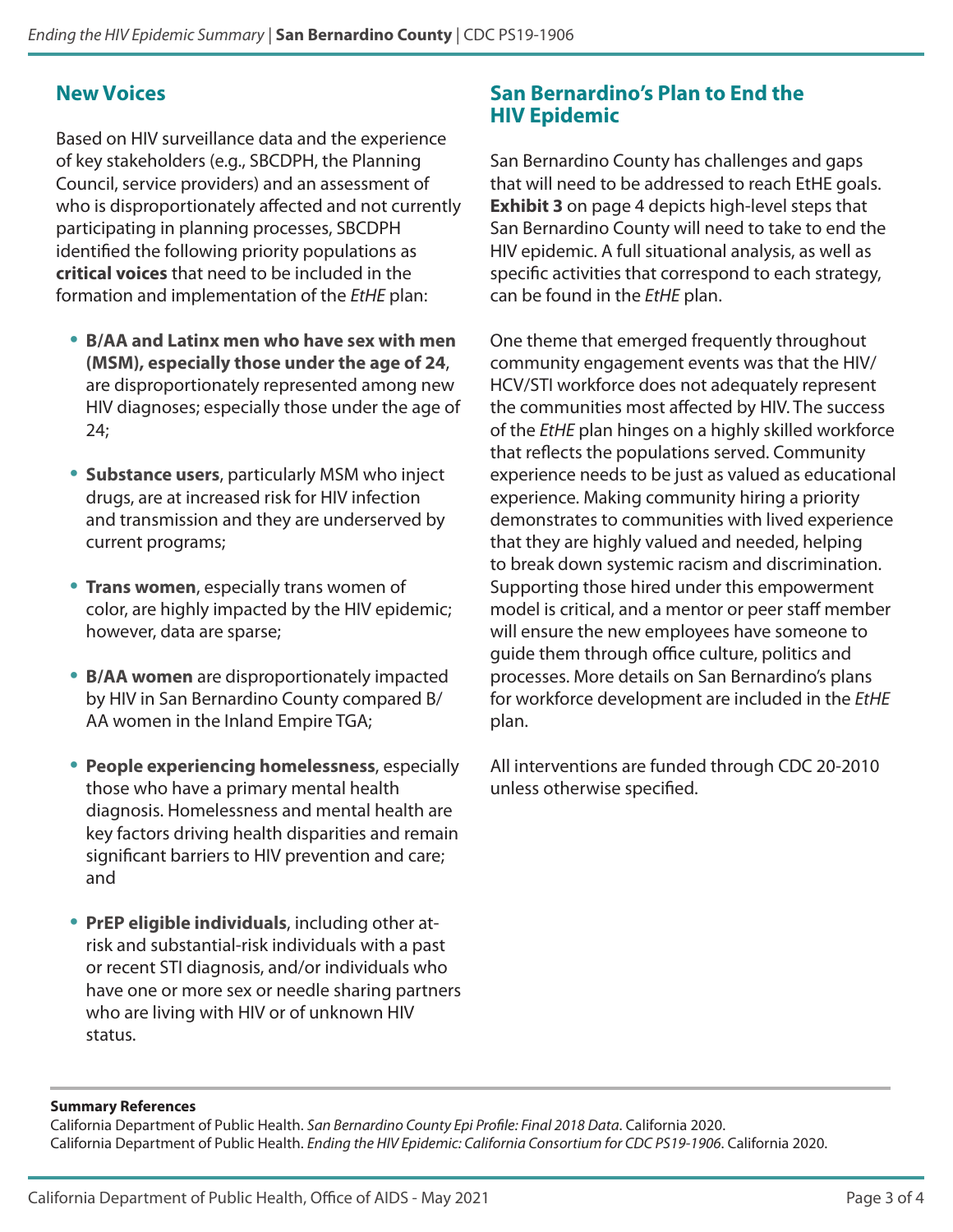## New Voices

Based on HIV surveillance data and the experience of key stakeholders (e.g., SBCDPH, the Planning Council, service providers) and an assessment of who is disproportionately affected and not currently participating in planning processes, SBCDPH identified the following priority populations as **critical voices** that need to be included in the formation and implementation of the *EtHE* plan:

- **B/AA and Latinx men who have sex with men (MSM), especially those under the age of 24**, are disproportionately represented among new HIV diagnoses; especially those under the age of 24;
- **Substance users**, particularly MSM who inject drugs, are at increased risk for HIV infection and transmission and they are underserved by current programs;
- **Trans women**, especially trans women of color, are highly impacted by the HIV epidemic; however, data are sparse;
- **B/AA women** are disproportionately impacted by HIV in San Bernardino County compared B/AA women in the Inland Empire TGA;
- **People experiencing homelessness**, especially those who have a primary mental health diagnosis. Homelessness and mental health are key factors driving health disparities and remain significant barriers to HIV prevention and care; and
- **PrEP eligible individuals**, including other at-risk and substantial-risk individuals with a past or recent STI diagnosis, and/or individuals who have one or more sex or needle sharing partners who are living with HIV or of unknown HIV status.

## San Bernardino's Plan to End the HIV Epidemic

San Bernardino County has challenges and gaps that will need to be addressed to reach EtHE goals. **Exhibit 3** on page 4 depicts high-level steps that San Bernardino County will need to take to end the HIV epidemic. A full situational analysis, as well as specific activities that correspond to each strategy, can be found in the *EtHE* plan.

One theme that emerged frequently throughout community engagement events was that the HIV/HCV/STI workforce does not adequately represent the communities most affected by HIV. The success of the *EtHE* plan hinges on a highly skilled workforce that reflects the populations served. Community experience needs to be just as valued as educational experience. Making community hiring a priority demonstrates to communities with lived experience that they are highly valued and needed, helping to break down systemic racism and discrimination. Supporting those hired under this empowerment model is critical, and a mentor or peer staff member will ensure the new employees have someone to guide them through office culture, politics and processes. More details on San Bernardino's plans for workforce development are included in the *EtHE* plan.

All interventions are funded through CDC 20-2010 unless otherwise specified.

**Summary References**

California Department of Public Health. *San Bernardino County Epi Profile: Final 2018 Data*. California 2020.
California Department of Public Health. *Ending the HIV Epidemic: California Consortium for CDC PS19-1906*. California 2020.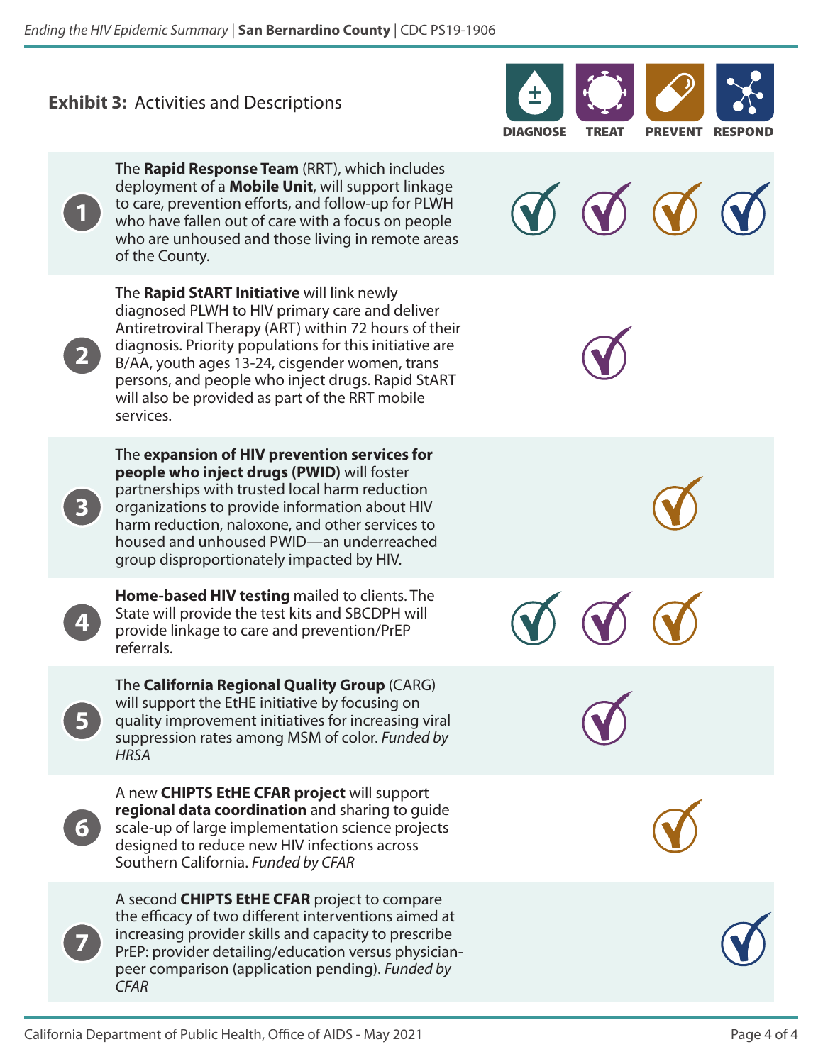### **Exhibit 3:** Activities and Descriptions

| # | Activity | DIAGNOSE | TREAT | PREVENT | RESPOND |
|---|---|---|---|---|---|
| 1 | The **Rapid Response Team** (RRT), which includes deployment of a **Mobile Unit**, will support linkage to care, prevention efforts, and follow-up for PLWH who have fallen out of care with a focus on people who are unhoused and those living in remote areas of the County. | ✓ | ✓ | ✓ | ✓ |
| 2 | The **Rapid StART Initiative** will link newly diagnosed PLWH to HIV primary care and deliver Antiretroviral Therapy (ART) within 72 hours of their diagnosis. Priority populations for this initiative are B/AA, youth ages 13-24, cisgender women, trans persons, and people who inject drugs. Rapid StART will also be provided as part of the RRT mobile services. | | ✓ | | |
| 3 | The **expansion of HIV prevention services for people who inject drugs (PWID)** will foster partnerships with trusted local harm reduction organizations to provide information about HIV harm reduction, naloxone, and other services to housed and unhoused PWID—an underreached group disproportionately impacted by HIV. | | | ✓ | |
| 4 | **Home-based HIV testing** mailed to clients. The State will provide the test kits and SBCDPH will provide linkage to care and prevention/PrEP referrals. | ✓ | ✓ | ✓ | |
| 5 | The **California Regional Quality Group** (CARG) will support the EtHE initiative by focusing on quality improvement initiatives for increasing viral suppression rates among MSM of color. *Funded by HRSA* | | ✓ | | |
| 6 | A new **CHIPTS EtHE CFAR project** will support **regional data coordination** and sharing to guide scale-up of large implementation science projects designed to reduce new HIV infections across Southern California. *Funded by CFAR* | | | ✓ | |
| 7 | A second **CHIPTS EtHE CFAR** project to compare the efficacy of two different interventions aimed at increasing provider skills and capacity to prescribe PrEP: provider detailing/education versus physician-peer comparison (application pending). *Funded by CFAR* | | | | ✓ |